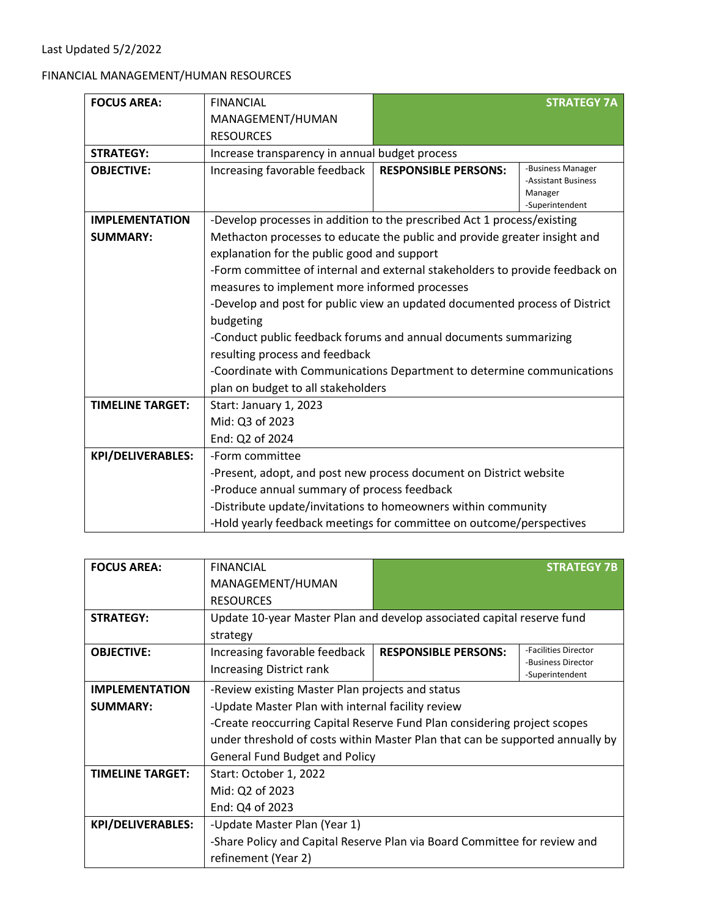Last Updated 5/2/2022

FINANCIAL MANAGEMENT/HUMAN RESOURCES

| **FOCUS AREA:** | FINANCIAL MANAGEMENT/HUMAN RESOURCES | | **STRATEGY 7A** |
|---|---|---|---|
| **STRATEGY:** | Increase transparency in annual budget process | | |
| **OBJECTIVE:** | Increasing favorable feedback | **RESPONSIBLE PERSONS:** | -Business Manager<br>-Assistant Business Manager<br>-Superintendent |
| **IMPLEMENTATION SUMMARY:** | -Develop processes in addition to the prescribed Act 1 process/existing Methacton processes to educate the public and provide greater insight and explanation for the public good and support<br>-Form committee of internal and external stakeholders to provide feedback on measures to implement more informed processes<br>-Develop and post for public view an updated documented process of District budgeting<br>-Conduct public feedback forums and annual documents summarizing resulting process and feedback<br>-Coordinate with Communications Department to determine communications plan on budget to all stakeholders | | |
| **TIMELINE TARGET:** | Start: January 1, 2023<br>Mid: Q3 of 2023<br>End: Q2 of 2024 | | |
| **KPI/DELIVERABLES:** | -Form committee<br>-Present, adopt, and post new process document on District website<br>-Produce annual summary of process feedback<br>-Distribute update/invitations to homeowners within community<br>-Hold yearly feedback meetings for committee on outcome/perspectives | | |

| **FOCUS AREA:** | FINANCIAL MANAGEMENT/HUMAN RESOURCES | | **STRATEGY 7B** |
|---|---|---|---|
| **STRATEGY:** | Update 10-year Master Plan and develop associated capital reserve fund strategy | | |
| **OBJECTIVE:** | Increasing favorable feedback<br>Increasing District rank | **RESPONSIBLE PERSONS:** | -Facilities Director<br>-Business Director<br>-Superintendent |
| **IMPLEMENTATION SUMMARY:** | -Review existing Master Plan projects and status<br>-Update Master Plan with internal facility review<br>-Create reoccurring Capital Reserve Fund Plan considering project scopes under threshold of costs within Master Plan that can be supported annually by General Fund Budget and Policy | | |
| **TIMELINE TARGET:** | Start: October 1, 2022<br>Mid: Q2 of 2023<br>End: Q4 of 2023 | | |
| **KPI/DELIVERABLES:** | -Update Master Plan (Year 1)<br>-Share Policy and Capital Reserve Plan via Board Committee for review and refinement (Year 2) | | |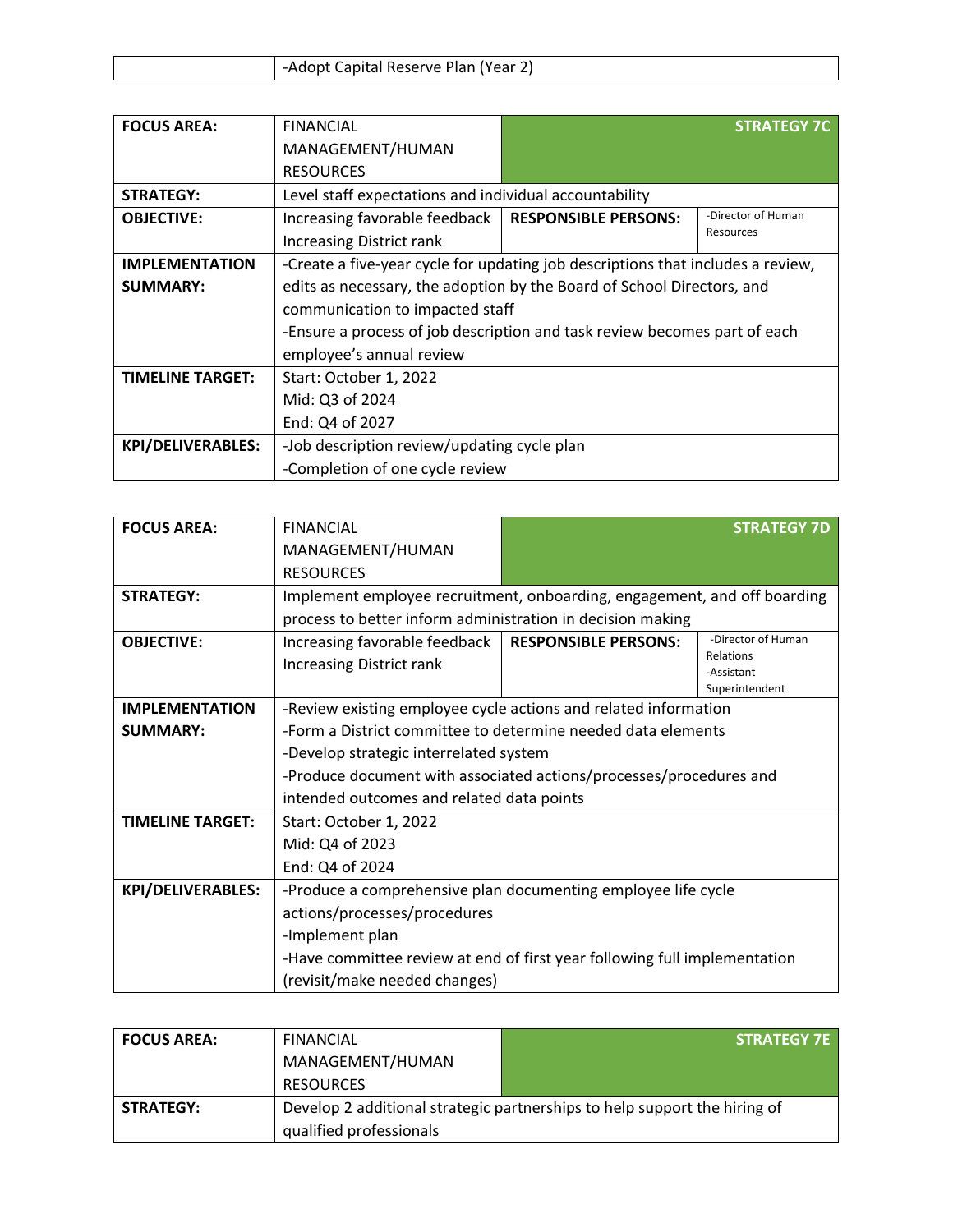| | -Adopt Capital Reserve Plan (Year 2) |
|---|---|

| **FOCUS AREA:** | FINANCIAL MANAGEMENT/HUMAN RESOURCES | **STRATEGY 7C** | |
|---|---|---|---|
| **STRATEGY:** | Level staff expectations and individual accountability | | |
| **OBJECTIVE:** | Increasing favorable feedback<br>Increasing District rank | **RESPONSIBLE PERSONS:** | -Director of Human Resources |
| **IMPLEMENTATION SUMMARY:** | -Create a five-year cycle for updating job descriptions that includes a review, edits as necessary, the adoption by the Board of School Directors, and communication to impacted staff<br>-Ensure a process of job description and task review becomes part of each employee's annual review | | |
| **TIMELINE TARGET:** | Start: October 1, 2022<br>Mid: Q3 of 2024<br>End: Q4 of 2027 | | |
| **KPI/DELIVERABLES:** | -Job description review/updating cycle plan<br>-Completion of one cycle review | | |

| **FOCUS AREA:** | FINANCIAL MANAGEMENT/HUMAN RESOURCES | **STRATEGY 7D** | |
|---|---|---|---|
| **STRATEGY:** | Implement employee recruitment, onboarding, engagement, and off boarding process to better inform administration in decision making | | |
| **OBJECTIVE:** | Increasing favorable feedback<br>Increasing District rank | **RESPONSIBLE PERSONS:** | -Director of Human Relations<br>-Assistant Superintendent |
| **IMPLEMENTATION SUMMARY:** | -Review existing employee cycle actions and related information<br>-Form a District committee to determine needed data elements<br>-Develop strategic interrelated system<br>-Produce document with associated actions/processes/procedures and intended outcomes and related data points | | |
| **TIMELINE TARGET:** | Start: October 1, 2022<br>Mid: Q4 of 2023<br>End: Q4 of 2024 | | |
| **KPI/DELIVERABLES:** | -Produce a comprehensive plan documenting employee life cycle actions/processes/procedures<br>-Implement plan<br>-Have committee review at end of first year following full implementation (revisit/make needed changes) | | |

| **FOCUS AREA:** | FINANCIAL MANAGEMENT/HUMAN RESOURCES | **STRATEGY 7E** |
|---|---|---|
| **STRATEGY:** | Develop 2 additional strategic partnerships to help support the hiring of qualified professionals | |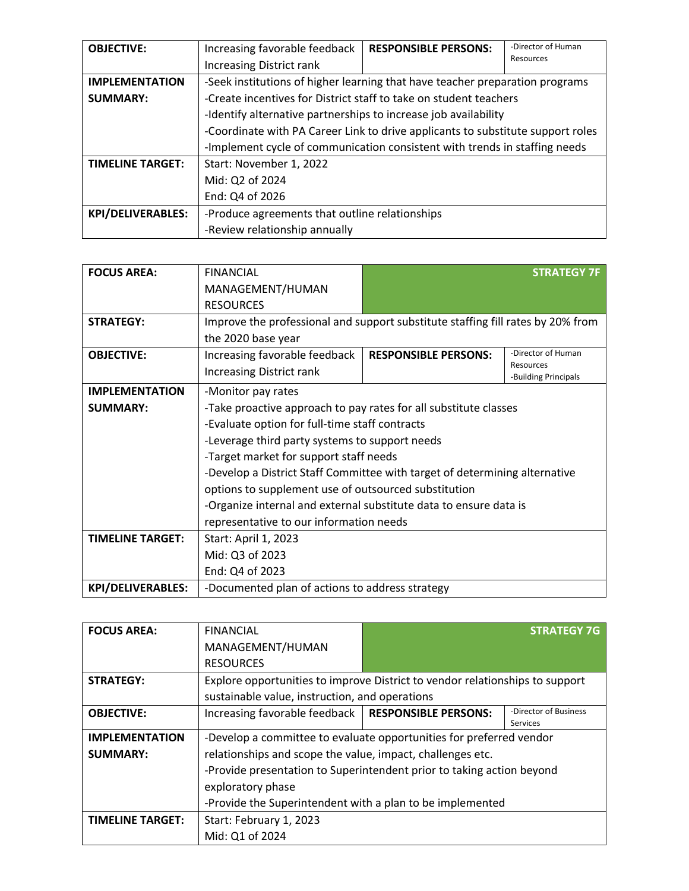| OBJECTIVE: | Increasing favorable feedback<br>Increasing District rank | RESPONSIBLE PERSONS: | -Director of Human Resources |
|---|---|---|---|
| IMPLEMENTATION SUMMARY: | -Seek institutions of higher learning that have teacher preparation programs<br>-Create incentives for District staff to take on student teachers<br>-Identify alternative partnerships to increase job availability<br>-Coordinate with PA Career Link to drive applicants to substitute support roles<br>-Implement cycle of communication consistent with trends in staffing needs | | |
| TIMELINE TARGET: | Start: November 1, 2022<br>Mid: Q2 of 2024<br>End: Q4 of 2026 | | |
| KPI/DELIVERABLES: | -Produce agreements that outline relationships<br>-Review relationship annually | | |

| FOCUS AREA: | FINANCIAL MANAGEMENT/HUMAN RESOURCES | STRATEGY 7F | |
|---|---|---|---|
| STRATEGY: | Improve the professional and support substitute staffing fill rates by 20% from the 2020 base year | | |
| OBJECTIVE: | Increasing favorable feedback<br>Increasing District rank | RESPONSIBLE PERSONS: | -Director of Human Resources<br>-Building Principals |
| IMPLEMENTATION SUMMARY: | -Monitor pay rates<br>-Take proactive approach to pay rates for all substitute classes<br>-Evaluate option for full-time staff contracts<br>-Leverage third party systems to support needs<br>-Target market for support staff needs<br>-Develop a District Staff Committee with target of determining alternative options to supplement use of outsourced substitution<br>-Organize internal and external substitute data to ensure data is representative to our information needs | | |
| TIMELINE TARGET: | Start: April 1, 2023<br>Mid: Q3 of 2023<br>End: Q4 of 2023 | | |
| KPI/DELIVERABLES: | -Documented plan of actions to address strategy | | |

| FOCUS AREA: | FINANCIAL MANAGEMENT/HUMAN RESOURCES | STRATEGY 7G | |
|---|---|---|---|
| STRATEGY: | Explore opportunities to improve District to vendor relationships to support sustainable value, instruction, and operations | | |
| OBJECTIVE: | Increasing favorable feedback | RESPONSIBLE PERSONS: | -Director of Business Services |
| IMPLEMENTATION SUMMARY: | -Develop a committee to evaluate opportunities for preferred vendor relationships and scope the value, impact, challenges etc.<br>-Provide presentation to Superintendent prior to taking action beyond exploratory phase<br>-Provide the Superintendent with a plan to be implemented | | |
| TIMELINE TARGET: | Start: February 1, 2023<br>Mid: Q1 of 2024 | | |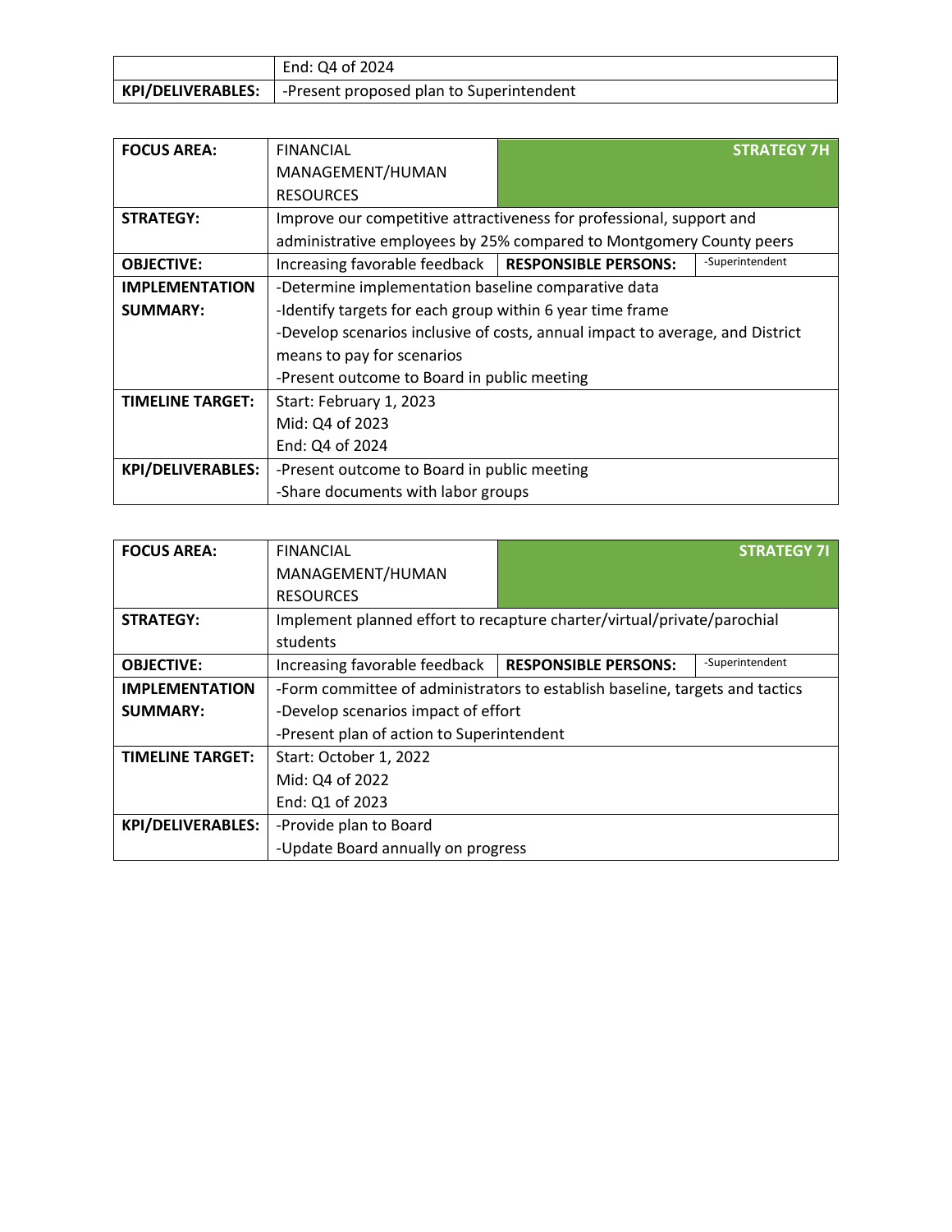| | |
|---|---|
| | End: Q4 of 2024 |
| **KPI/DELIVERABLES:** | -Present proposed plan to Superintendent |

| | | | |
|---|---|---|---|
| **FOCUS AREA:** | FINANCIAL MANAGEMENT/HUMAN RESOURCES | | **STRATEGY 7H** |
| **STRATEGY:** | Improve our competitive attractiveness for professional, support and administrative employees by 25% compared to Montgomery County peers | | |
| **OBJECTIVE:** | Increasing favorable feedback | **RESPONSIBLE PERSONS:** | -Superintendent |
| **IMPLEMENTATION SUMMARY:** | -Determine implementation baseline comparative data<br>-Identify targets for each group within 6 year time frame<br>-Develop scenarios inclusive of costs, annual impact to average, and District means to pay for scenarios<br>-Present outcome to Board in public meeting | | |
| **TIMELINE TARGET:** | Start: February 1, 2023<br>Mid: Q4 of 2023<br>End: Q4 of 2024 | | |
| **KPI/DELIVERABLES:** | -Present outcome to Board in public meeting<br>-Share documents with labor groups | | |

| | | | |
|---|---|---|---|
| **FOCUS AREA:** | FINANCIAL MANAGEMENT/HUMAN RESOURCES | | **STRATEGY 7I** |
| **STRATEGY:** | Implement planned effort to recapture charter/virtual/private/parochial students | | |
| **OBJECTIVE:** | Increasing favorable feedback | **RESPONSIBLE PERSONS:** | -Superintendent |
| **IMPLEMENTATION SUMMARY:** | -Form committee of administrators to establish baseline, targets and tactics<br>-Develop scenarios impact of effort<br>-Present plan of action to Superintendent | | |
| **TIMELINE TARGET:** | Start: October 1, 2022<br>Mid: Q4 of 2022<br>End: Q1 of 2023 | | |
| **KPI/DELIVERABLES:** | -Provide plan to Board<br>-Update Board annually on progress | | |